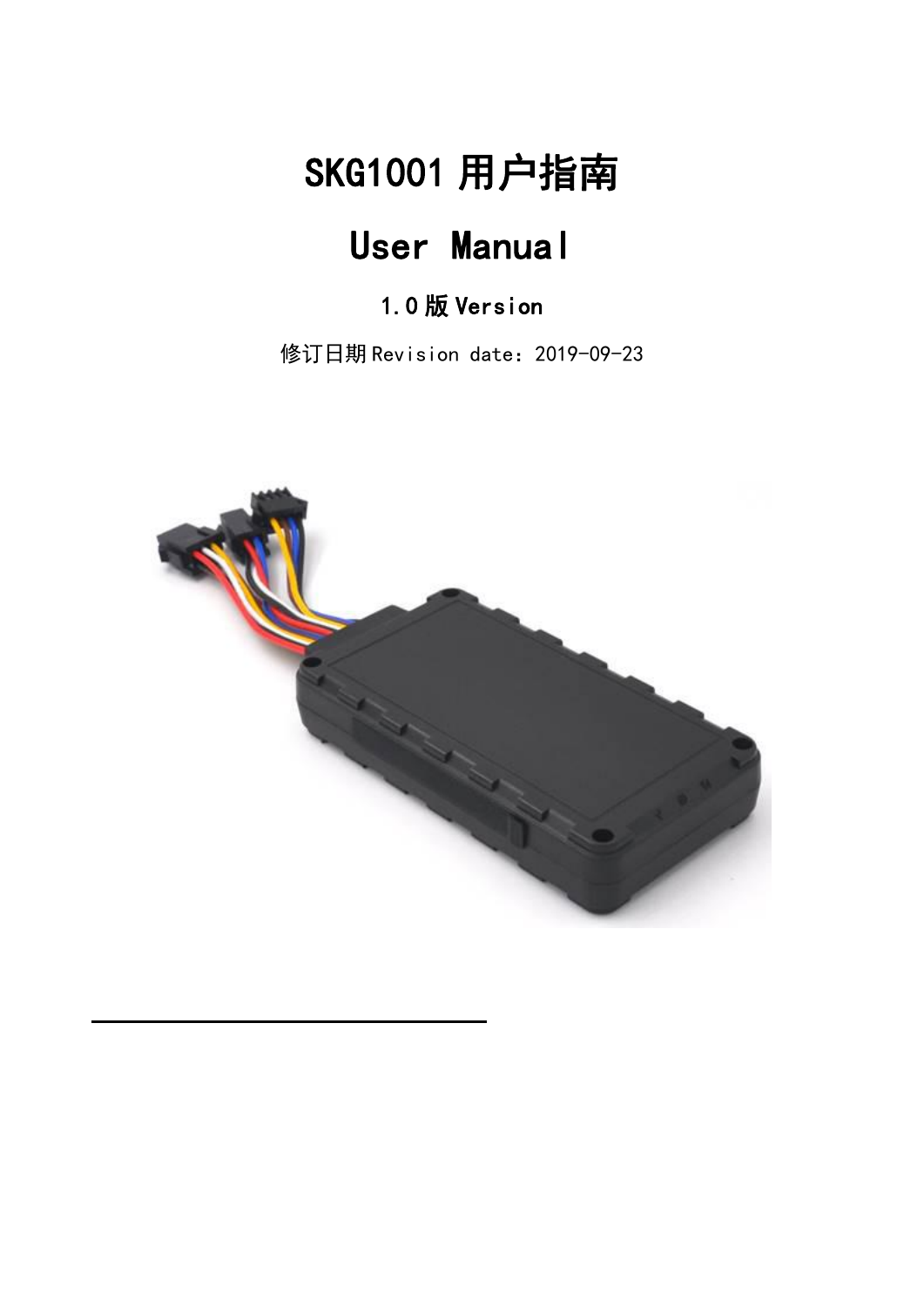# SKG1001 用户指南

# User Manual

### 1.0 版 Version

修订日期 Revision date：2019-09-23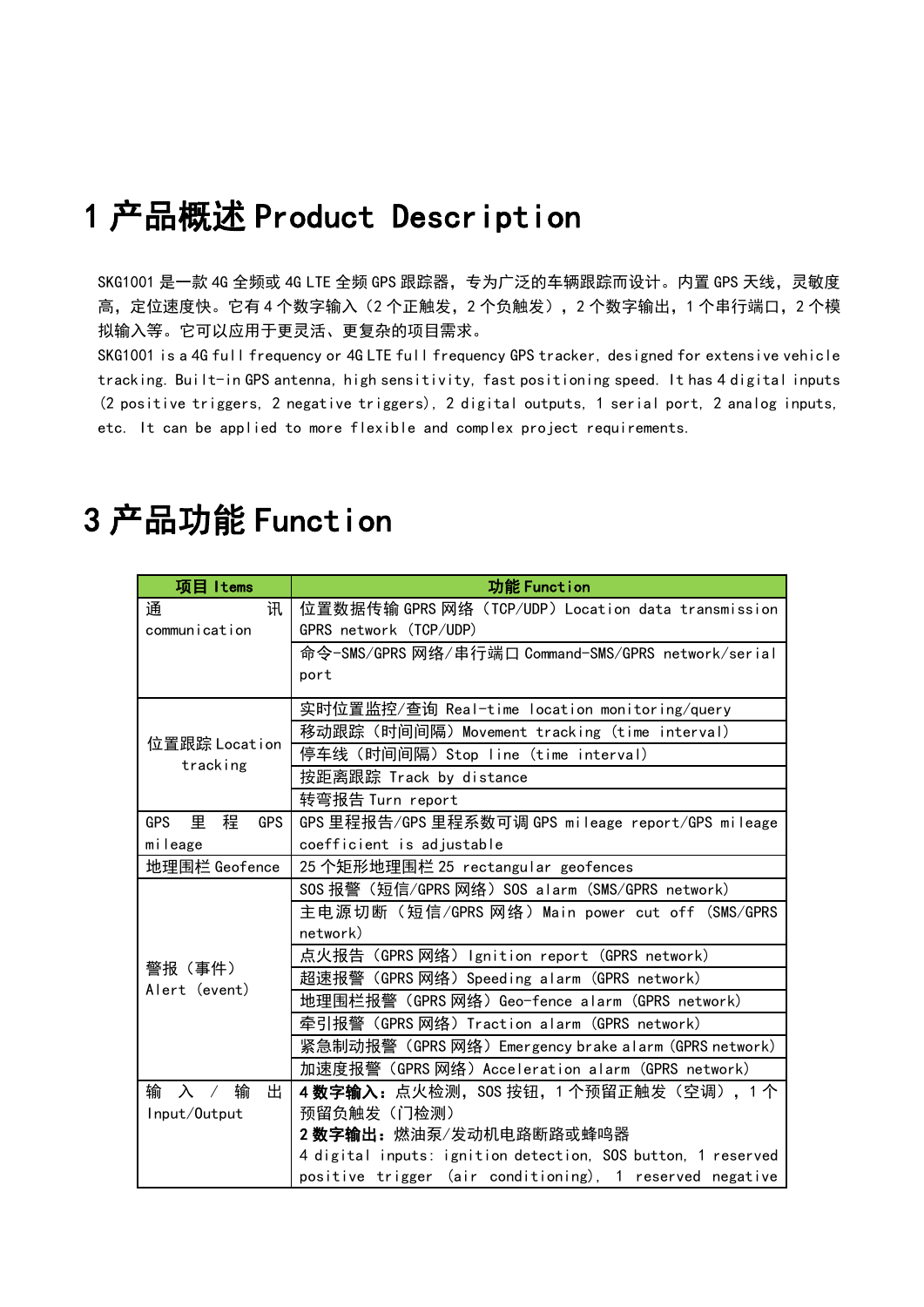# 1 产品概述 Product Description

SKG1001 是一款 4G 全频或 4G LTE 全频 GPS 跟踪器，专为广泛的车辆跟踪而设计。内置 GPS 天线，灵敏度高，定位速度快。它有 4 个数字输入（2 个正触发，2 个负触发），2 个数字输出，1 个串行端口，2 个模拟输入等。它可以应用于更灵活、更复杂的项目需求。

SKG1001 is a 4G full frequency or 4G LTE full frequency GPS tracker, designed for extensive vehicle tracking. Built-in GPS antenna, high sensitivity, fast positioning speed. It has 4 digital inputs (2 positive triggers, 2 negative triggers), 2 digital outputs, 1 serial port, 2 analog inputs, etc. It can be applied to more flexible and complex project requirements.

# 3 产品功能 Function

| 项目 Items | 功能 Function |
| --- | --- |
| 通讯 communication | 位置数据传输 GPRS 网络（TCP/UDP）Location data transmission GPRS network (TCP/UDP) |
| | 命令-SMS/GPRS 网络/串行端口 Command-SMS/GPRS network/serial port |
| 位置跟踪 Location tracking | 实时位置监控/查询 Real-time location monitoring/query |
| | 移动跟踪（时间间隔）Movement tracking (time interval) |
| | 停车线（时间间隔）Stop line (time interval) |
| | 按距离跟踪 Track by distance |
| | 转弯报告 Turn report |
| GPS 里程 GPS mileage | GPS 里程报告/GPS 里程系数可调 GPS mileage report/GPS mileage coefficient is adjustable |
| 地理围栏 Geofence | 25 个矩形地理围栏 25 rectangular geofences |
| 警报（事件）Alert (event) | SOS 报警（短信/GPRS 网络）SOS alarm (SMS/GPRS network) |
| | 主电源切断（短信/GPRS 网络）Main power cut off (SMS/GPRS network) |
| | 点火报告（GPRS 网络）Ignition report (GPRS network) |
| | 超速报警（GPRS 网络）Speeding alarm (GPRS network) |
| | 地理围栏报警（GPRS 网络）Geo-fence alarm (GPRS network) |
| | 牵引报警（GPRS 网络）Traction alarm (GPRS network) |
| | 紧急制动报警（GPRS 网络）Emergency brake alarm (GPRS network) |
| | 加速度报警（GPRS 网络）Acceleration alarm (GPRS network) |
| 输入/输出 Input/Output | **4 数字输入：**点火检测，SOS 按钮，1 个预留正触发（空调），1 个预留负触发（门检测）<br>**2 数字输出：**燃油泵/发动机电路断路或蜂鸣器<br>4 digital inputs: ignition detection, SOS button, 1 reserved positive trigger (air conditioning), 1 reserved negative |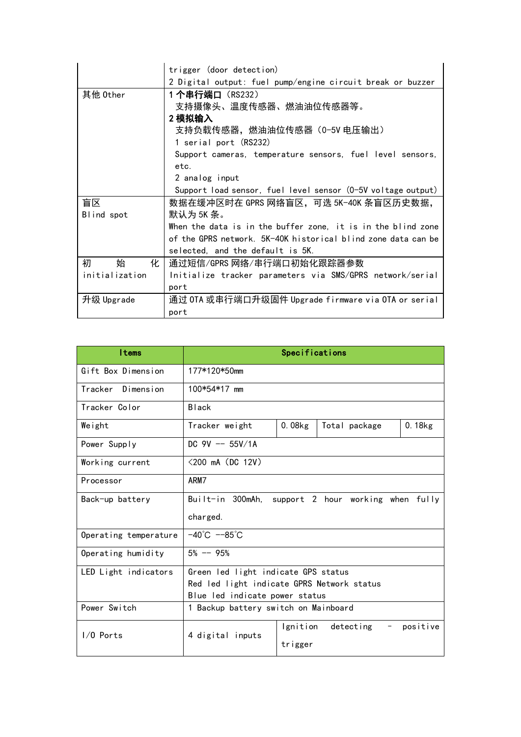|  |  |
|---|---|
|  | trigger (door detection)<br>2 Digital output: fuel pump/engine circuit break or buzzer |
| 其他 Other | **1 个串行端口**（RS232）<br>支持摄像头、温度传感器、燃油油位传感器等。<br>**2 模拟输入**<br>支持负载传感器，燃油油位传感器（0-5V 电压输出）<br>1 serial port (RS232)<br>Support cameras, temperature sensors, fuel level sensors, etc.<br>2 analog input<br>Support load sensor, fuel level sensor (0-5V voltage output) |
| 盲区<br>Blind spot | 数据在缓冲区时在 GPRS 网络盲区，可选 5K-40K 条盲区历史数据，默认为 5K 条。<br>When the data is in the buffer zone, it is in the blind zone of the GPRS network. 5K-40K historical blind zone data can be selected, and the default is 5K. |
| 初 始 化<br>initialization | 通过短信/GPRS 网络/串行端口初始化跟踪器参数<br>Initialize tracker parameters via SMS/GPRS network/serial port |
| 升级 Upgrade | 通过 OTA 或串行端口升级固件 Upgrade firmware via OTA or serial port |

| Items | Specifications | | | |
|---|---|---|---|---|
| Gift Box Dimension | 177*120*50mm | | | |
| Tracker Dimension | 100*54*17 mm | | | |
| Tracker Color | Black | | | |
| Weight | Tracker weight | 0.08kg | Total package | 0.18kg |
| Power Supply | DC 9V -- 55V/1A | | | |
| Working current | <200 mA (DC 12V) | | | |
| Processor | ARM7 | | | |
| Back-up battery | Built-in 300mAh, support 2 hour working when fully charged. | | | |
| Operating temperature | -40℃ --85℃ | | | |
| Operating humidity | 5% -- 95% | | | |
| LED Light indicators | Green led light indicate GPS status<br>Red led light indicate GPRS Network status<br>Blue led indicate power status | | | |
| Power Switch | 1 Backup battery switch on Mainboard | | | |
| I/O Ports | 4 digital inputs | Ignition detecting - positive trigger | | |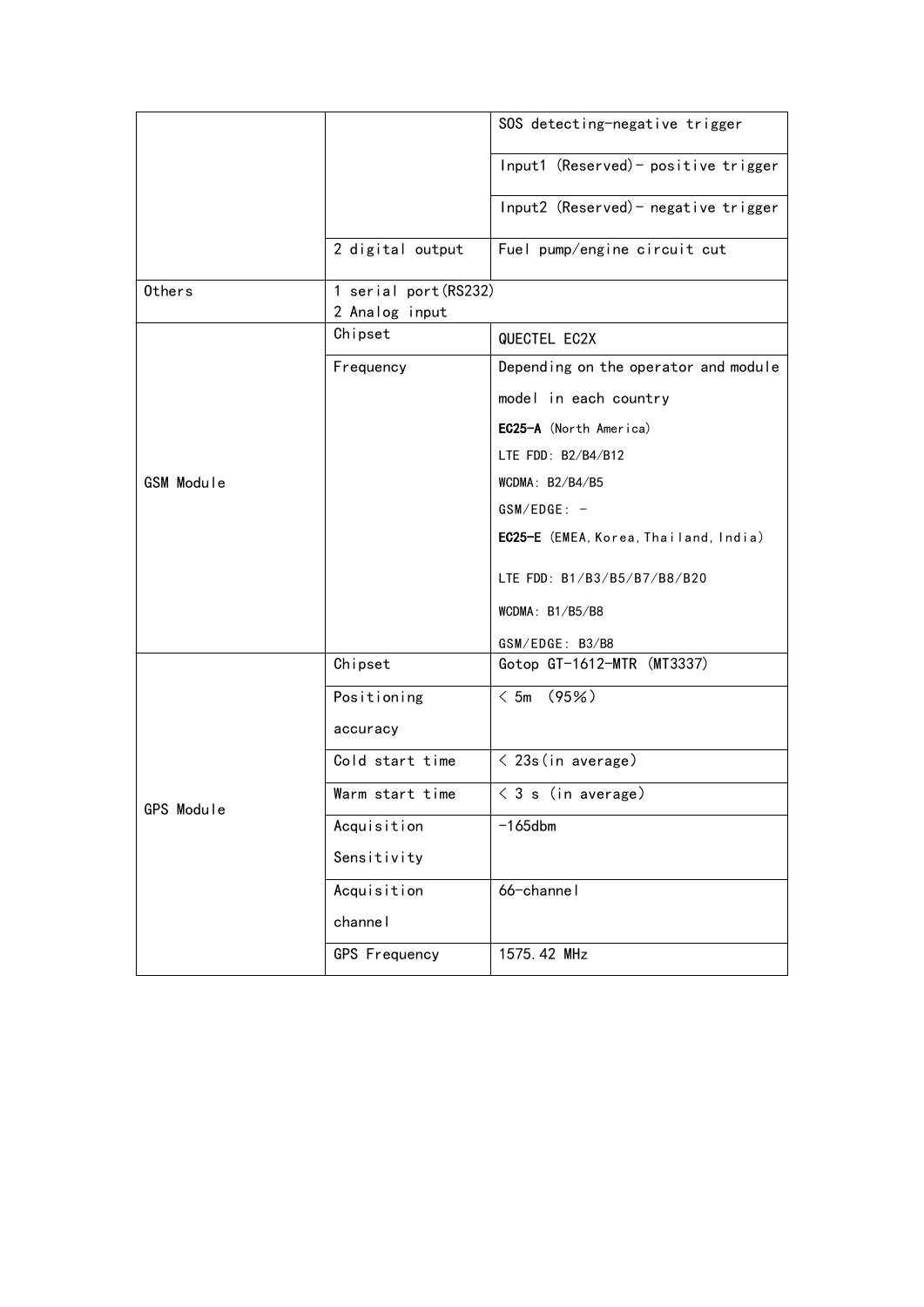| | | |
|---|---|---|
| | | SOS detecting-negative trigger |
| | | Input1 (Reserved)- positive trigger |
| | | Input2 (Reserved)- negative trigger |
| | 2 digital output | Fuel pump/engine circuit cut |
| Others | 1 serial port(RS232)<br>2 Analog input | |
| GSM Module | Chipset | QUECTEL EC2X |
| | Frequency | Depending on the operator and module model in each country<br>**EC25-A** (North America)<br>LTE FDD: B2/B4/B12<br>WCDMA: B2/B4/B5<br>GSM/EDGE: -<br>**EC25-E** (EMEA, Korea, Thailand, India)<br>LTE FDD: B1/B3/B5/B7/B8/B20<br>WCDMA: B1/B5/B8<br>GSM/EDGE: B3/B8 |
| GPS Module | Chipset | Gotop GT-1612-MTR (MT3337) |
| | Positioning accuracy | < 5m (95%) |
| | Cold start time | < 23s(in average) |
| | Warm start time | < 3 s (in average) |
| | Acquisition Sensitivity | -165dbm |
| | Acquisition channel | 66-channel |
| | GPS Frequency | 1575.42 MHz |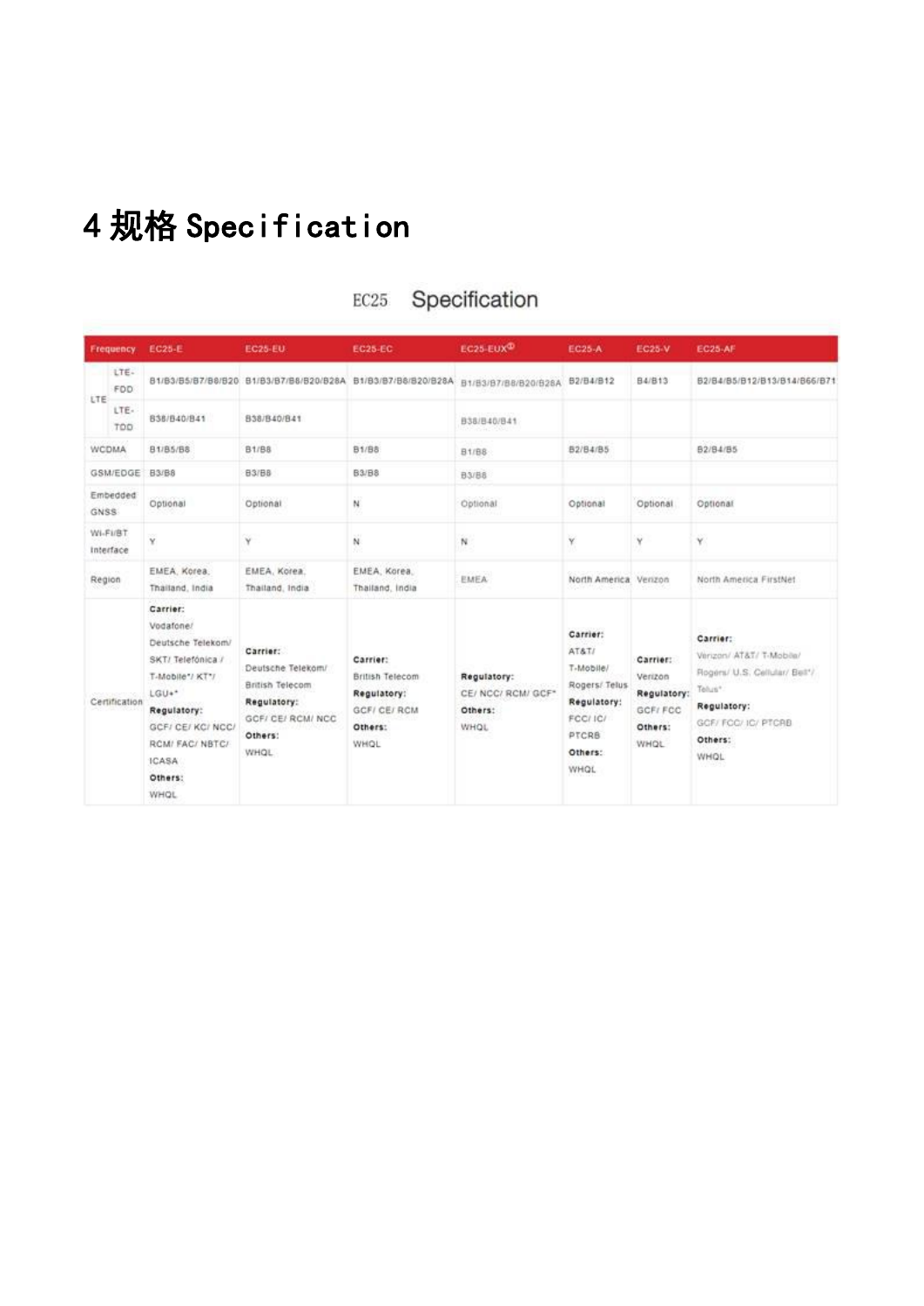# 4 规格 Specification

EC25 Specification

| Frequency | | EC25-E | EC25-EU | EC25-EC | EC25-EUX① | EC25-A | EC25-V | EC25-AF |
|---|---|---|---|---|---|---|---|---|
| LTE | LTE-FDD | B1/B3/B5/B7/B8/B20 | B1/B3/B7/B8/B20/B28A | B1/B3/B7/B8/B20/B28A | B1/B3/B7/B8/B20/B28A | B2/B4/B12 | B4/B13 | B2/B4/B5/B12/B13/B14/B66/B71 |
| | LTE-TDD | B38/B40/B41 | B38/B40/B41 | | B38/B40/B41 | | | |
| WCDMA | | B1/B5/B8 | B1/B8 | B1/B8 | B1/B8 | B2/B4/B5 | | B2/B4/B5 |
| GSM/EDGE | | B3/B8 | B3/B8 | B3/B8 | B3/B8 | | | |
| Embedded GNSS | | Optional | Optional | N | Optional | Optional | Optional | Optional |
| Wi-Fi/BT Interface | | Y | Y | N | N | Y | Y | Y |
| Region | | EMEA, Korea, Thailand, India | EMEA, Korea, Thailand, India | EMEA, Korea, Thailand, India | EMEA | North America | Verizon | North America FirstNet |
| Certification | | **Carrier:** Vodafone/ Deutsche Telekom/ SKT/ Telefónica / T-Mobile*/ KT*/ LGU+* **Regulatory:** GCF/ CE/ KC/ NCC/ RCM/ FAC/ NBTC/ ICASA **Others:** WHQL | **Carrier:** Deutsche Telekom/ British Telecom **Regulatory:** GCF/ CE/ RCM/ NCC **Others:** WHQL | **Carrier:** British Telecom **Regulatory:** GCF/ CE/ RCM **Others:** WHQL | **Regulatory:** CE/ NCC/ RCM/ GCF* **Others:** WHQL | **Carrier:** AT&T/ T-Mobile/ Rogers/ Telus **Regulatory:** FCC/ IC/ PTCRB **Others:** WHQL | **Carrier:** Verizon **Regulatory:** GCF/ FCC **Others:** WHQL | **Carrier:** Verizon/ AT&T/ T-Mobile/ Rogers/ U.S. Cellular/ Bell*/ Telus* **Regulatory:** GCF/ FCC/ IC/ PTCRB **Others:** WHQL |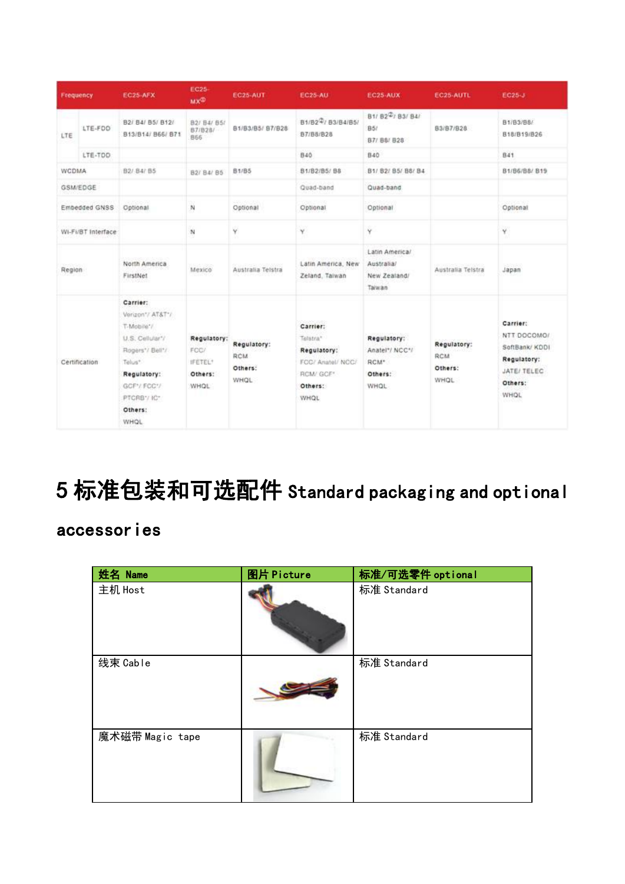| Frequency | | EC25-AFX | EC25-MX[①] | EC25-AUT | EC25-AU | EC25-AUX | EC25-AUTL | EC25-J |
|---|---|---|---|---|---|---|---|---|
| LTE | LTE-FDD | B2/ B4/ B5/ B12/ B13/B14/ B66/ B71 | B2/ B4/ B5/ B7/B28/ B66 | B1/B3/B5/ B7/B28 | B1/B2[②]/ B3/B4/B5/ B7/B8/B28 | B1/ B2[②]/ B3/ B4/ B5/ B7/ B8/ B28 | B3/B7/B28 | B1/B3/B8/ B18/B19/B26 |
| | LTE-TDD | | | | B40 | B40 | | B41 |
| WCDMA | | B2/ B4/ B5 | B2/ B4/ B5 | B1/B5 | B1/B2/B5/ B8 | B1/ B2/ B5/ B8/ B4 | | B1/B6/B8/ B19 |
| GSM/EDGE | | | | | Quad-band | Quad-band | | |
| Embedded GNSS | | Optional | N | Optional | Optional | Optional | | Optional |
| Wi-Fi/BT Interface | | | N | Y | Y | Y | | Y |
| Region | | North America FirstNet | Mexico | Australia Telstra | Latin America, New Zeland, Taiwan | Latin America/ Australia/ New Zealand/ Taiwan | Australia Telstra | Japan |
| Certification | | **Carrier:** Verizon*/ AT&T*/ T-Mobile*/ U.S. Cellular*/ Rogers*/ Bell*/ Telus* **Regulatory:** GCF*/ FCC*/ PTCRB*/ IC* **Others:** WHQL | **Regulatory:** FCC/ IFETEL* **Others:** WHQL | **Regulatory:** RCM **Others:** WHQL | **Carrier:** Telstra* **Regulatory:** FCC/ Anatel/ NCC/ RCM/ GCF* **Others:** WHQL | **Regulatory:** Anatel*/ NCC*/ RCM* **Others:** WHQL | **Regulatory:** RCM **Others:** WHQL | **Carrier:** NTT DOCOMO/ SoftBank/ KDDI **Regulatory:** JATE/ TELEC **Others:** WHQL |

# 5 标准包装和可选配件 Standard packaging and optional accessories

| 姓名 Name | 图片 Picture | 标准/可选零件 optional |
|---|---|---|
| 主机 Host | | 标准 Standard |
| 线束 Cable | | 标准 Standard |
| 魔术磁带 Magic tape | | 标准 Standard |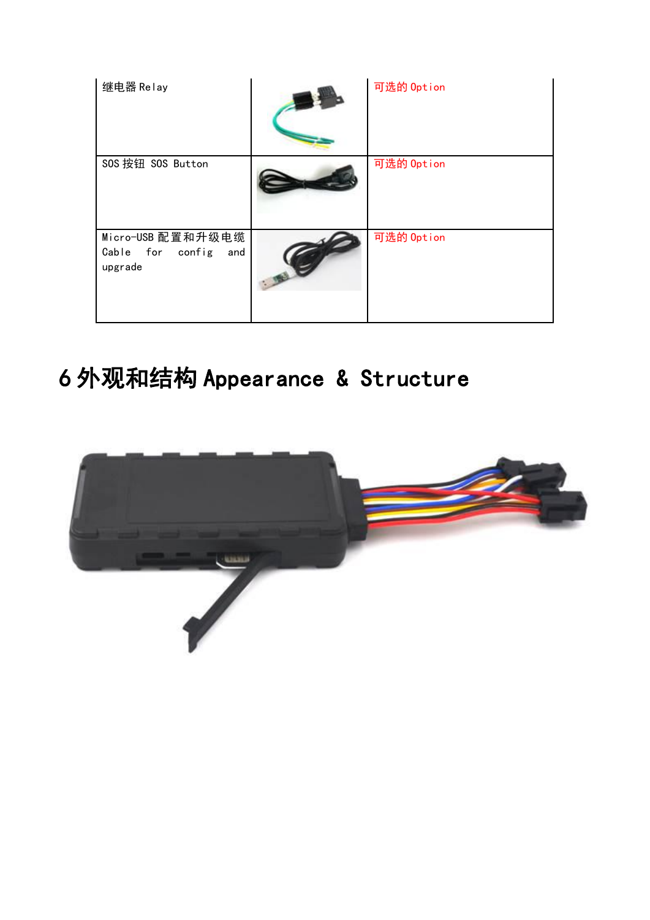| 继电器 Relay | | 可选的 Option |
|---|---|---|
| SOS 按钮 SOS Button | | 可选的 Option |
| Micro-USB 配置和升级电缆 Cable for config and upgrade | | 可选的 Option |

# 6 外观和结构 Appearance & Structure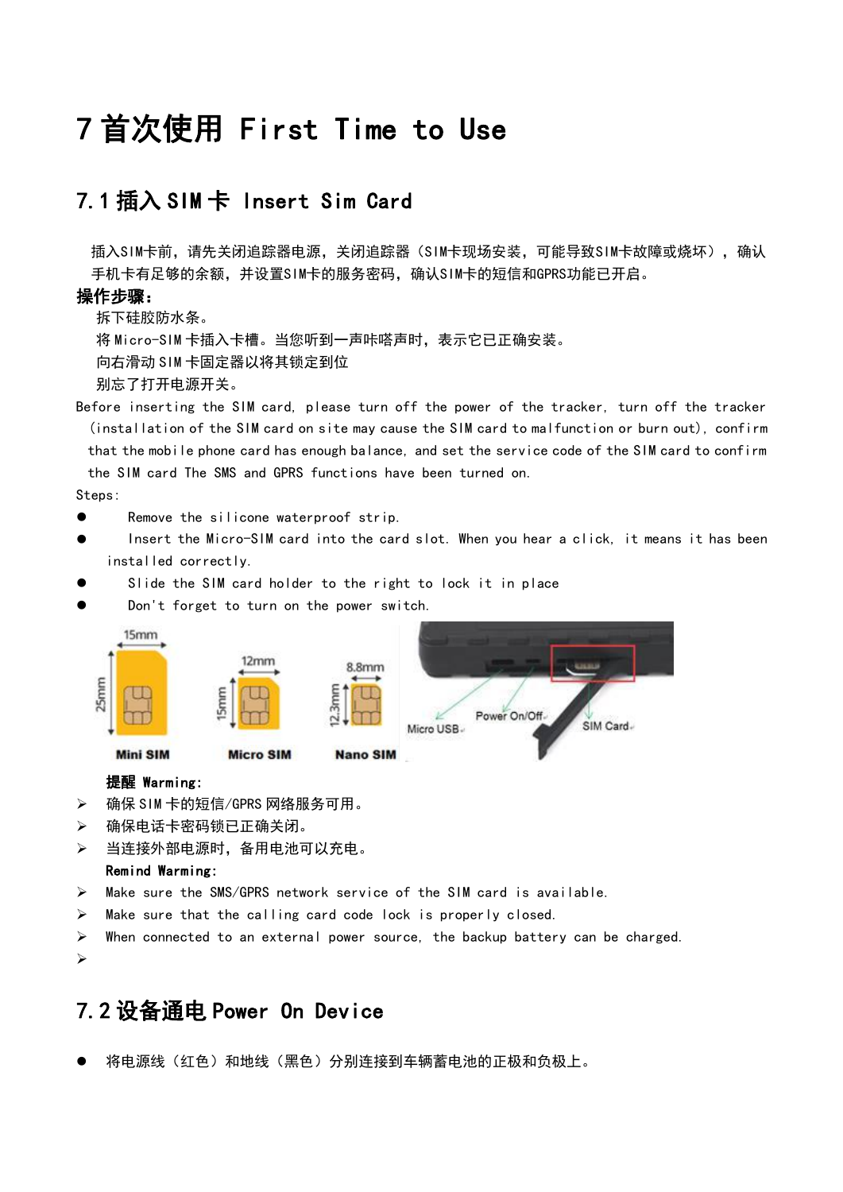// Note: the page includes a figure (SIM card sizes and a device photo) that was not extracted as an image, so it is omitted here.
# 7 首次使用 First Time to Use

## 7.1 插入 SIM 卡 Insert Sim Card

插入SIM卡前，请先关闭追踪器电源，关闭追踪器（SIM卡现场安装，可能导致SIM卡故障或烧坏），确认手机卡有足够的余额，并设置SIM卡的服务密码，确认SIM卡的短信和GPRS功能已开启。

**操作步骤：**

拆下硅胶防水条。

将 Micro-SIM 卡插入卡槽。当您听到一声咔嗒声时，表示它已正确安装。

向右滑动 SIM 卡固定器以将其锁定到位

别忘了打开电源开关。

Before inserting the SIM card, please turn off the power of the tracker, turn off the tracker (installation of the SIM card on site may cause the SIM card to malfunction or burn out), confirm that the mobile phone card has enough balance, and set the service code of the SIM card to confirm the SIM card The SMS and GPRS functions have been turned on.

Steps:

- Remove the silicone waterproof strip.
- Insert the Micro-SIM card into the card slot. When you hear a click, it means it has been installed correctly.
- Slide the SIM card holder to the right to lock it in place
- Don't forget to turn on the power switch.

**提醒 Warming:**

- 确保 SIM 卡的短信/GPRS 网络服务可用。
- 确保电话卡密码锁已正确关闭。
- 当连接外部电源时，备用电池可以充电。

**Remind Warming:**

- Make sure the SMS/GPRS network service of the SIM card is available.
- Make sure that the calling card code lock is properly closed.
- When connected to an external power source, the backup battery can be charged.

## 7.2 设备通电 Power On Device

- 将电源线（红色）和地线（黑色）分别连接到车辆蓄电池的正极和负极上。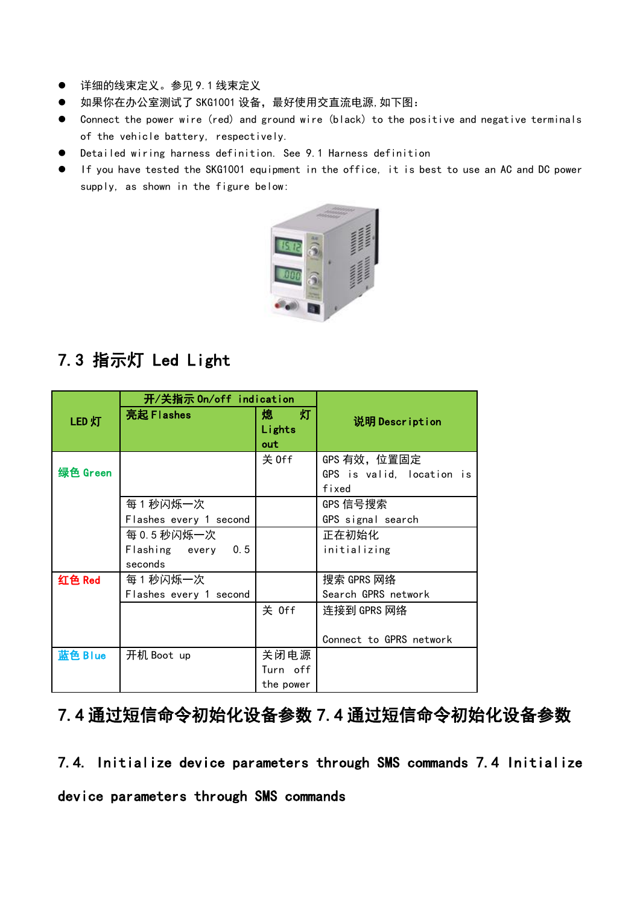- 详细的线束定义。参见 9.1 线束定义
- 如果你在办公室测试了 SKG1001 设备，最好使用交直流电源,如下图：
- Connect the power wire (red) and ground wire (black) to the positive and negative terminals of the vehicle battery, respectively.
- Detailed wiring harness definition. See 9.1 Harness definition
- If you have tested the SKG1001 equipment in the office, it is best to use an AC and DC power supply, as shown in the figure below:

## 7.3 指示灯 Led Light

| LED 灯 | 开/关指示 On/off indication | | 说明 Description |
|---|---|---|---|
| | 亮起 Flashes | 熄 灯 Lights out | |
| 绿色 Green | | 关 Off | GPS 有效，位置固定 GPS is valid, location is fixed |
| | 每 1 秒闪烁一次 Flashes every 1 second | | GPS 信号搜索 GPS signal search |
| | 每 0.5 秒闪烁一次 Flashing every 0.5 seconds | | 正在初始化 initializing |
| 红色 Red | 每 1 秒闪烁一次 Flashes every 1 second | | 搜索 GPRS 网络 Search GPRS network |
| | | 关 Off | 连接到 GPRS 网络 Connect to GPRS network |
| 蓝色 Blue | 开机 Boot up | 关闭电源 Turn off the power | |

## 7.4 通过短信命令初始化设备参数 7.4 通过短信命令初始化设备参数

## 7.4. Initialize device parameters through SMS commands 7.4 Initialize device parameters through SMS commands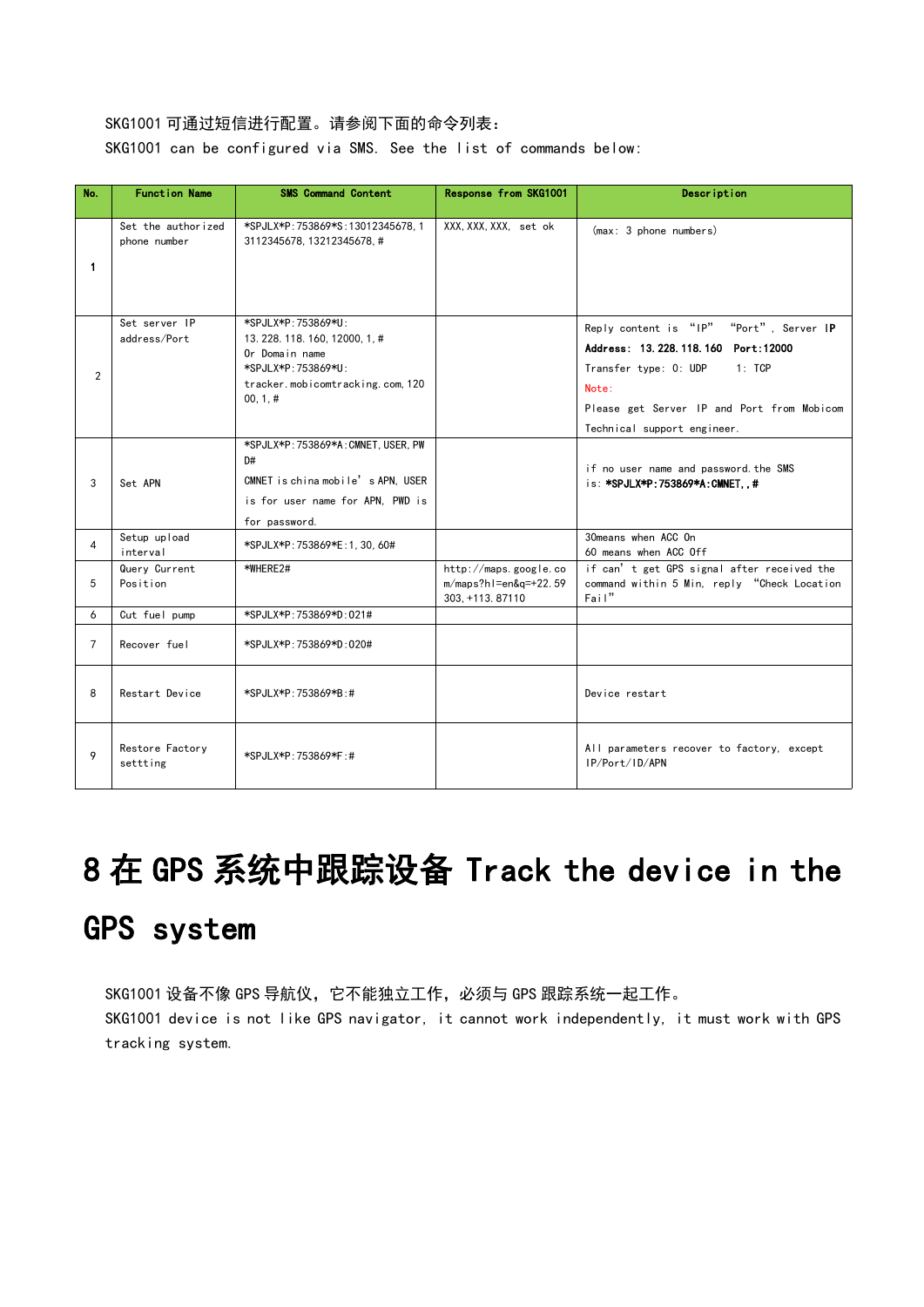SKG1001 可通过短信进行配置。请参阅下面的命令列表：

SKG1001 can be configured via SMS. See the list of commands below:

| No. | Function Name | SMS Command Content | Response from SKG1001 | Description |
|---|---|---|---|---|
| 1 | Set the authorized phone number | *SPJLX*P:753869*S:13012345678,13112345678,13212345678,# | XXX,XXX,XXX, set ok | (max: 3 phone numbers) |
| 2 | Set server IP address/Port | *SPJLX*P:753869*U:13.228.118.160,12000,1,# Or Domain name *SPJLX*P:753869*U:tracker.mobicomtracking.com,12000,1,# | | Reply content is "IP" "Port", Server **IP Address: 13.228.118.160 Port:12000** Transfer type: 0: UDP 1: TCP Note: Please get Server IP and Port from Mobicom Technical support engineer. |
| 3 | Set APN | *SPJLX*P:753869*A:CMNET,USER,PWD# CMNET is china mobile's APN, USER is for user name for APN, PWD is for password. | | if no user name and password.the SMS is: **\*SPJLX\*P:753869\*A:CMNET,,#** |
| 4 | Setup upload interval | *SPJLX*P:753869*E:1,30,60# | | 30means when ACC On 60 means when ACC Off |
| 5 | Query Current Position | *WHERE2# | http://maps.google.com/maps?hl=en&q=+22.59303,+113.87110 | if can't get GPS signal after received the command within 5 Min, reply "Check Location Fail" |
| 6 | Cut fuel pump | *SPJLX*P:753869*D:021# | | |
| 7 | Recover fuel | *SPJLX*P:753869*D:020# | | |
| 8 | Restart Device | *SPJLX*P:753869*B:# | | Device restart |
| 9 | Restore Factory setting | *SPJLX*P:753869*F:# | | All parameters recover to factory, except IP/Port/ID/APN |

# 8 在 GPS 系统中跟踪设备 Track the device in the GPS system

SKG1001 设备不像 GPS 导航仪，它不能独立工作，必须与 GPS 跟踪系统一起工作。

SKG1001 device is not like GPS navigator, it cannot work independently, it must work with GPS tracking system.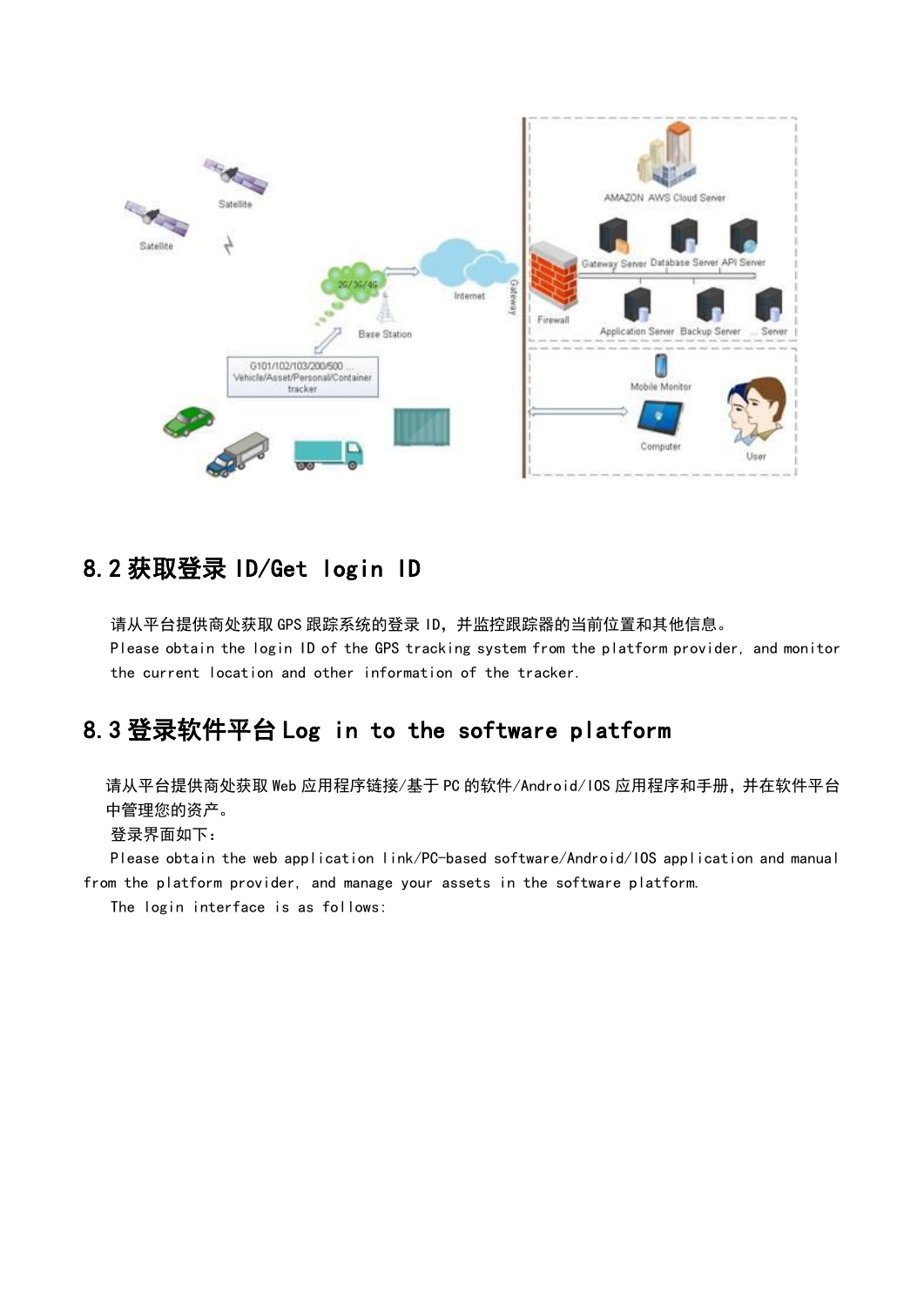## 8.2 获取登录 ID/Get login ID

请从平台提供商处获取 GPS 跟踪系统的登录 ID，并监控跟踪器的当前位置和其他信息。

Please obtain the login ID of the GPS tracking system from the platform provider, and monitor the current location and other information of the tracker.

## 8.3 登录软件平台 Log in to the software platform

请从平台提供商处获取 Web 应用程序链接/基于 PC 的软件/Android/IOS 应用程序和手册，并在软件平台中管理您的资产。

登录界面如下：

Please obtain the web application link/PC-based software/Android/IOS application and manual from the platform provider, and manage your assets in the software platform.

The login interface is as follows: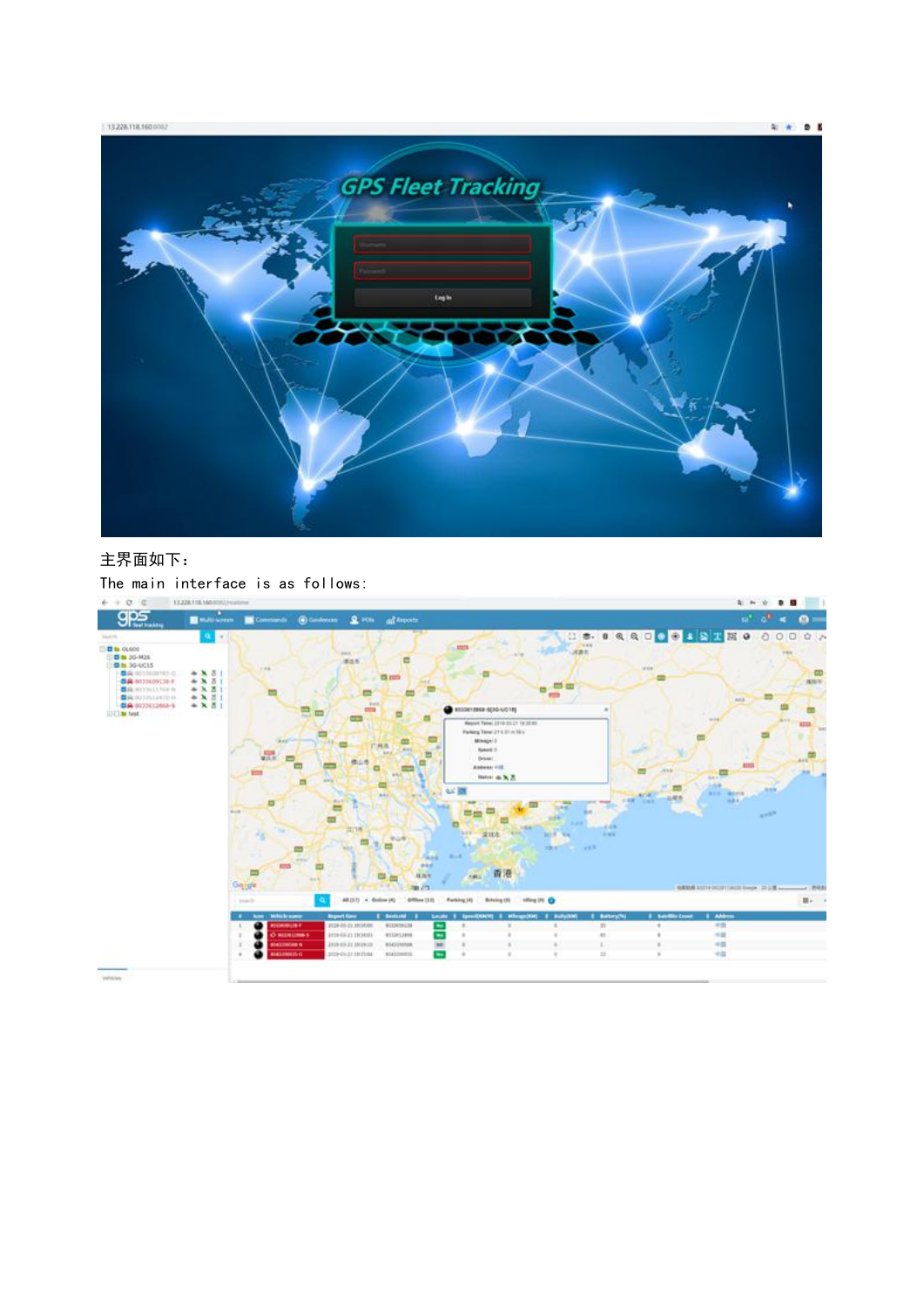主界面如下：

The main interface is as follows: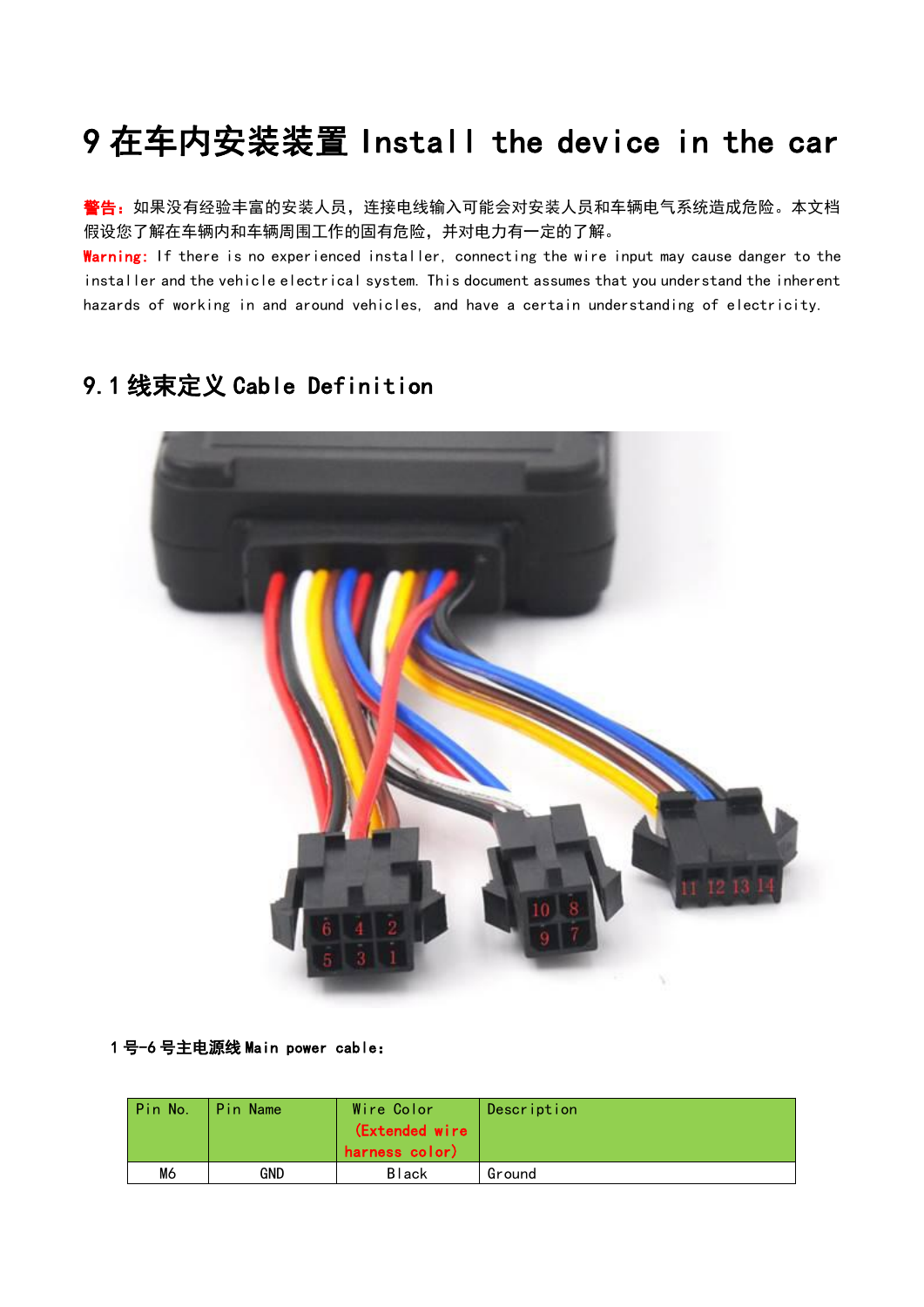# 9 在车内安装装置 Install the device in the car

**警告：**如果没有经验丰富的安装人员，连接电线输入可能会对安装人员和车辆电气系统造成危险。本文档假设您了解在车辆内和车辆周围工作的固有危险，并对电力有一定的了解。

**Warning:** If there is no experienced installer, connecting the wire input may cause danger to the installer and the vehicle electrical system. This document assumes that you understand the inherent hazards of working in and around vehicles, and have a certain understanding of electricity.

## 9.1 线束定义 Cable Definition

**1 号-6 号主电源线 Main power cable：**

| Pin No. | Pin Name | Wire Color (Extended wire harness color) | Description |
|---|---|---|---|
| M6 | GND | Black | Ground |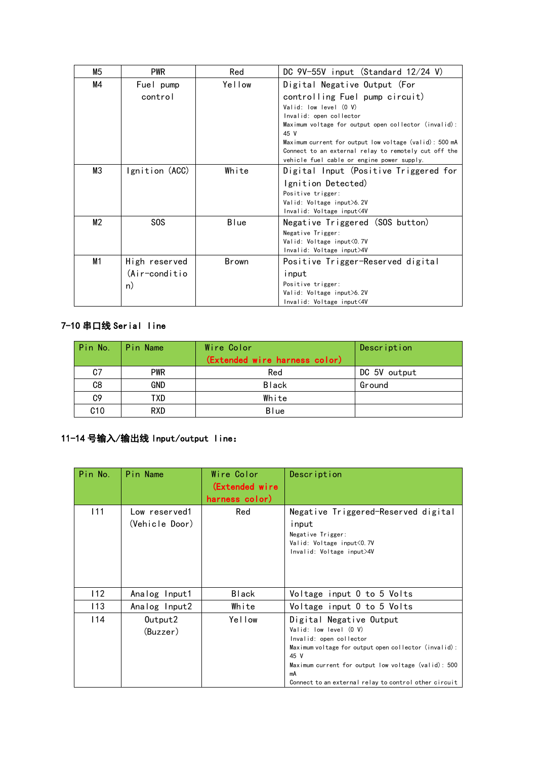| M5 | PWR | Red | DC 9V-55V input (Standard 12/24 V) |
|---|---|---|---|
| M4 | Fuel pump control | Yellow | Digital Negative Output (For controlling Fuel pump circuit)<br>Valid: low level (0 V)<br>Invalid: open collector<br>Maximum voltage for output open collector (invalid): 45 V<br>Maximum current for output low voltage (valid): 500 mA<br>Connect to an external relay to remotely cut off the vehicle fuel cable or engine power supply. |
| M3 | Ignition (ACC) | White | Digital Input (Positive Triggered for Ignition Detected)<br>Positive trigger:<br>Valid: Voltage input>6.2V<br>Invalid: Voltage input<4V |
| M2 | SOS | Blue | Negative Triggered (SOS button)<br>Negative Trigger:<br>Valid: Voltage input<0.7V<br>Invalid: Voltage input>4V |
| M1 | High reserved (Air-condition) | Brown | Positive Trigger-Reserved digital input<br>Positive trigger:<br>Valid: Voltage input>6.2V<br>Invalid: Voltage input<4V |

### 7-10 串口线 Serial line

| Pin No. | Pin Name | Wire Color (Extended wire harness color) | Description |
|---|---|---|---|
| C7 | PWR | Red | DC 5V output |
| C8 | GND | Black | Ground |
| C9 | TXD | White | |
| C10 | RXD | Blue | |

### 11-14 号输入/输出线 Input/output line:

| Pin No. | Pin Name | Wire Color (Extended wire harness color) | Description |
|---|---|---|---|
| I11 | Low reserved1 (Vehicle Door) | Red | Negative Triggered-Reserved digital input<br>Negative Trigger:<br>Valid: Voltage input<0.7V<br>Invalid: Voltage input>4V |
| I12 | Analog Input1 | Black | Voltage input 0 to 5 Volts |
| I13 | Analog Input2 | White | Voltage input 0 to 5 Volts |
| I14 | Output2 (Buzzer) | Yellow | Digital Negative Output<br>Valid: low level (0 V)<br>Invalid: open collector<br>Maximum voltage for output open collector (invalid): 45 V<br>Maximum current for output low voltage (valid): 500 mA<br>Connect to an external relay to control other circuit |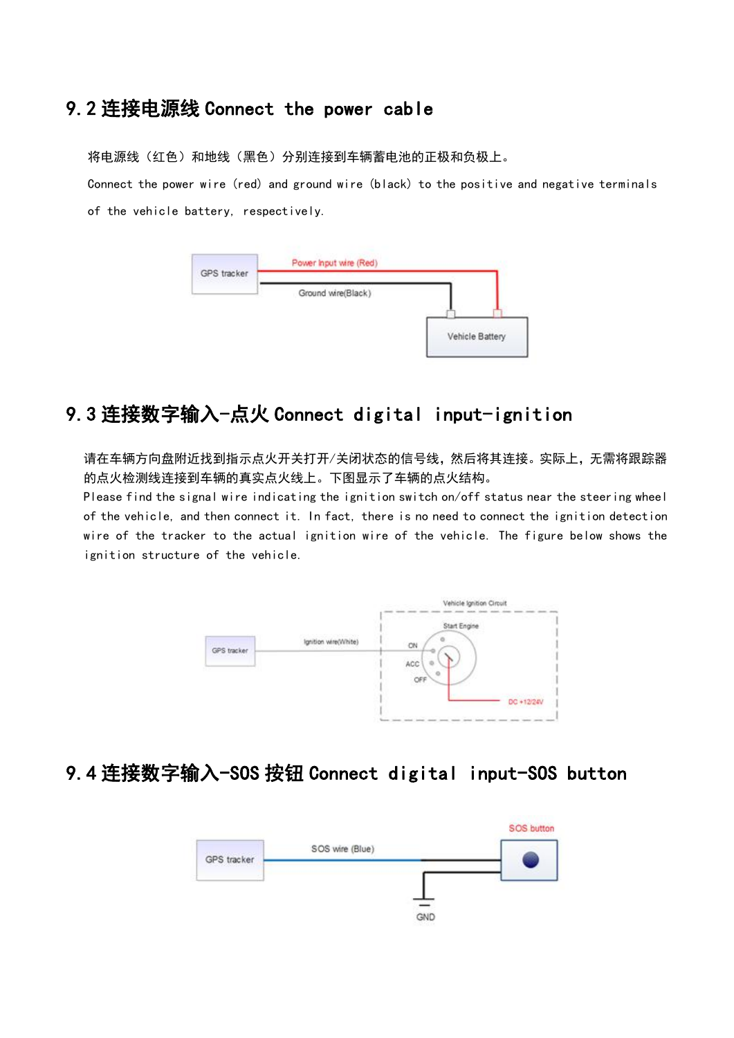## 9.2 连接电源线 Connect the power cable

将电源线（红色）和地线（黑色）分别连接到车辆蓄电池的正极和负极上。

Connect the power wire (red) and ground wire (black) to the positive and negative terminals of the vehicle battery, respectively.

## 9.3 连接数字输入-点火 Connect digital input-ignition

请在车辆方向盘附近找到指示点火开关打开/关闭状态的信号线，然后将其连接。实际上，无需将跟踪器的点火检测线连接到车辆的真实点火线上。下图显示了车辆的点火结构。

Please find the signal wire indicating the ignition switch on/off status near the steering wheel of the vehicle, and then connect it. In fact, there is no need to connect the ignition detection wire of the tracker to the actual ignition wire of the vehicle. The figure below shows the ignition structure of the vehicle.

## 9.4 连接数字输入-SOS 按钮 Connect digital input-SOS button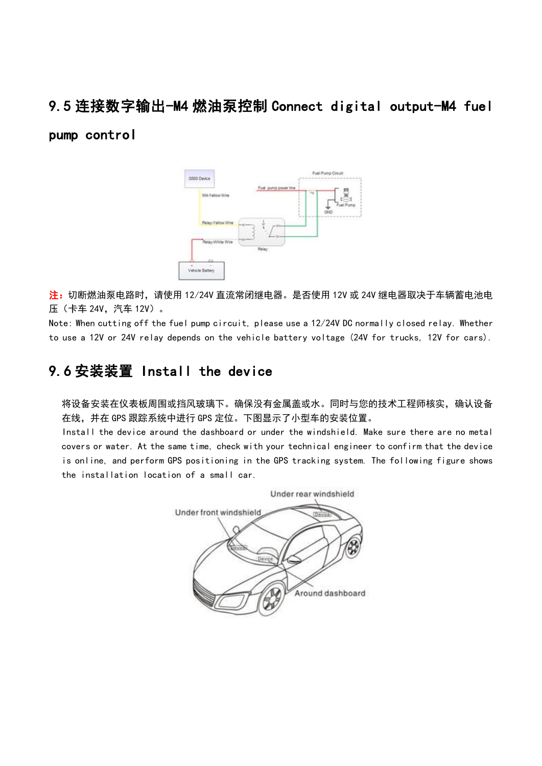## 9.5 连接数字输出-M4 燃油泵控制 Connect digital output-M4 fuel pump control

**注：**切断燃油泵电路时，请使用 12/24V 直流常闭继电器。是否使用 12V 或 24V 继电器取决于车辆蓄电池电压（卡车 24V，汽车 12V）。

Note: When cutting off the fuel pump circuit, please use a 12/24V DC normally closed relay. Whether to use a 12V or 24V relay depends on the vehicle battery voltage (24V for trucks, 12V for cars).

## 9.6 安装装置 Install the device

将设备安装在仪表板周围或挡风玻璃下。确保没有金属盖或水。同时与您的技术工程师核实，确认设备在线，并在 GPS 跟踪系统中进行 GPS 定位。下图显示了小型车的安装位置。

Install the device around the dashboard or under the windshield. Make sure there are no metal covers or water. At the same time, check with your technical engineer to confirm that the device is online, and perform GPS positioning in the GPS tracking system. The following figure shows the installation location of a small car.